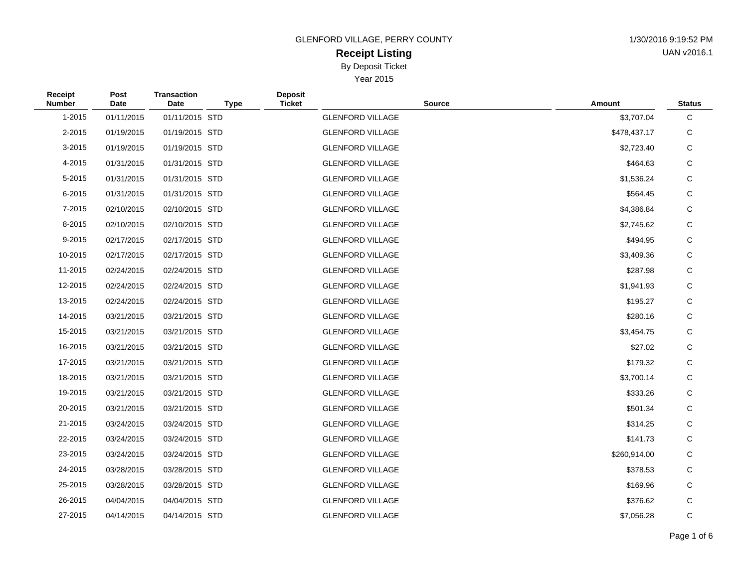GLENFORD VILLAGE, PERRY COUNTY

1/30/2016 9:19:52 PM

UAN v2016.1

# Receipt Listing

By Deposit Ticket

Year 2015

| Receipt Number | Post Date | Transaction Date | Type | Deposit Ticket | Source | Amount | Status |
|---|---|---|---|---|---|---|---|
| 1-2015 | 01/11/2015 | 01/11/2015 | STD | | GLENFORD VILLAGE | $3,707.04 | C |
| 2-2015 | 01/19/2015 | 01/19/2015 | STD | | GLENFORD VILLAGE | $478,437.17 | C |
| 3-2015 | 01/19/2015 | 01/19/2015 | STD | | GLENFORD VILLAGE | $2,723.40 | C |
| 4-2015 | 01/31/2015 | 01/31/2015 | STD | | GLENFORD VILLAGE | $464.63 | C |
| 5-2015 | 01/31/2015 | 01/31/2015 | STD | | GLENFORD VILLAGE | $1,536.24 | C |
| 6-2015 | 01/31/2015 | 01/31/2015 | STD | | GLENFORD VILLAGE | $564.45 | C |
| 7-2015 | 02/10/2015 | 02/10/2015 | STD | | GLENFORD VILLAGE | $4,386.84 | C |
| 8-2015 | 02/10/2015 | 02/10/2015 | STD | | GLENFORD VILLAGE | $2,745.62 | C |
| 9-2015 | 02/17/2015 | 02/17/2015 | STD | | GLENFORD VILLAGE | $494.95 | C |
| 10-2015 | 02/17/2015 | 02/17/2015 | STD | | GLENFORD VILLAGE | $3,409.36 | C |
| 11-2015 | 02/24/2015 | 02/24/2015 | STD | | GLENFORD VILLAGE | $287.98 | C |
| 12-2015 | 02/24/2015 | 02/24/2015 | STD | | GLENFORD VILLAGE | $1,941.93 | C |
| 13-2015 | 02/24/2015 | 02/24/2015 | STD | | GLENFORD VILLAGE | $195.27 | C |
| 14-2015 | 03/21/2015 | 03/21/2015 | STD | | GLENFORD VILLAGE | $280.16 | C |
| 15-2015 | 03/21/2015 | 03/21/2015 | STD | | GLENFORD VILLAGE | $3,454.75 | C |
| 16-2015 | 03/21/2015 | 03/21/2015 | STD | | GLENFORD VILLAGE | $27.02 | C |
| 17-2015 | 03/21/2015 | 03/21/2015 | STD | | GLENFORD VILLAGE | $179.32 | C |
| 18-2015 | 03/21/2015 | 03/21/2015 | STD | | GLENFORD VILLAGE | $3,700.14 | C |
| 19-2015 | 03/21/2015 | 03/21/2015 | STD | | GLENFORD VILLAGE | $333.26 | C |
| 20-2015 | 03/21/2015 | 03/21/2015 | STD | | GLENFORD VILLAGE | $501.34 | C |
| 21-2015 | 03/24/2015 | 03/24/2015 | STD | | GLENFORD VILLAGE | $314.25 | C |
| 22-2015 | 03/24/2015 | 03/24/2015 | STD | | GLENFORD VILLAGE | $141.73 | C |
| 23-2015 | 03/24/2015 | 03/24/2015 | STD | | GLENFORD VILLAGE | $260,914.00 | C |
| 24-2015 | 03/28/2015 | 03/28/2015 | STD | | GLENFORD VILLAGE | $378.53 | C |
| 25-2015 | 03/28/2015 | 03/28/2015 | STD | | GLENFORD VILLAGE | $169.96 | C |
| 26-2015 | 04/04/2015 | 04/04/2015 | STD | | GLENFORD VILLAGE | $376.62 | C |
| 27-2015 | 04/14/2015 | 04/14/2015 | STD | | GLENFORD VILLAGE | $7,056.28 | C |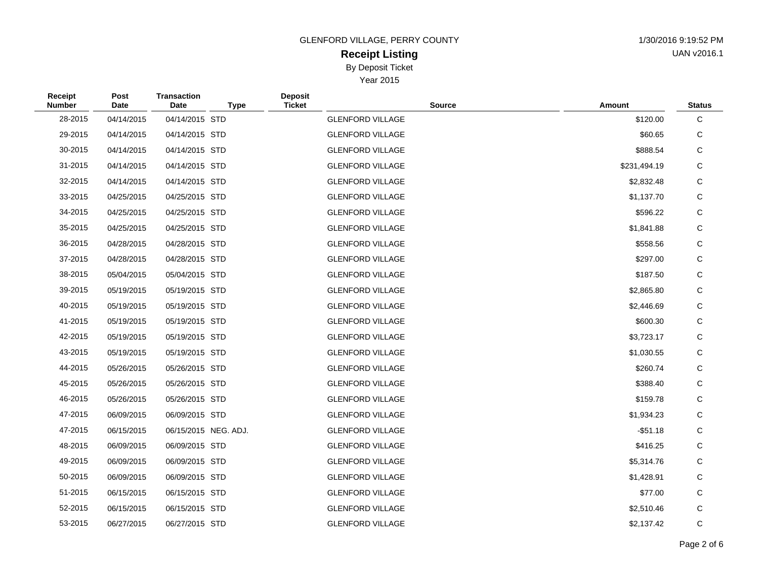GLENFORD VILLAGE, PERRY COUNTY

# Receipt Listing

By Deposit Ticket

Year 2015

1/30/2016 9:19:52 PM

UAN v2016.1

| Receipt Number | Post Date | Transaction Date | Type | Deposit Ticket | Source | Amount | Status |
|---|---|---|---|---|---|---|---|
| 28-2015 | 04/14/2015 | 04/14/2015 | STD | | GLENFORD VILLAGE | $120.00 | C |
| 29-2015 | 04/14/2015 | 04/14/2015 | STD | | GLENFORD VILLAGE | $60.65 | C |
| 30-2015 | 04/14/2015 | 04/14/2015 | STD | | GLENFORD VILLAGE | $888.54 | C |
| 31-2015 | 04/14/2015 | 04/14/2015 | STD | | GLENFORD VILLAGE | $231,494.19 | C |
| 32-2015 | 04/14/2015 | 04/14/2015 | STD | | GLENFORD VILLAGE | $2,832.48 | C |
| 33-2015 | 04/25/2015 | 04/25/2015 | STD | | GLENFORD VILLAGE | $1,137.70 | C |
| 34-2015 | 04/25/2015 | 04/25/2015 | STD | | GLENFORD VILLAGE | $596.22 | C |
| 35-2015 | 04/25/2015 | 04/25/2015 | STD | | GLENFORD VILLAGE | $1,841.88 | C |
| 36-2015 | 04/28/2015 | 04/28/2015 | STD | | GLENFORD VILLAGE | $558.56 | C |
| 37-2015 | 04/28/2015 | 04/28/2015 | STD | | GLENFORD VILLAGE | $297.00 | C |
| 38-2015 | 05/04/2015 | 05/04/2015 | STD | | GLENFORD VILLAGE | $187.50 | C |
| 39-2015 | 05/19/2015 | 05/19/2015 | STD | | GLENFORD VILLAGE | $2,865.80 | C |
| 40-2015 | 05/19/2015 | 05/19/2015 | STD | | GLENFORD VILLAGE | $2,446.69 | C |
| 41-2015 | 05/19/2015 | 05/19/2015 | STD | | GLENFORD VILLAGE | $600.30 | C |
| 42-2015 | 05/19/2015 | 05/19/2015 | STD | | GLENFORD VILLAGE | $3,723.17 | C |
| 43-2015 | 05/19/2015 | 05/19/2015 | STD | | GLENFORD VILLAGE | $1,030.55 | C |
| 44-2015 | 05/26/2015 | 05/26/2015 | STD | | GLENFORD VILLAGE | $260.74 | C |
| 45-2015 | 05/26/2015 | 05/26/2015 | STD | | GLENFORD VILLAGE | $388.40 | C |
| 46-2015 | 05/26/2015 | 05/26/2015 | STD | | GLENFORD VILLAGE | $159.78 | C |
| 47-2015 | 06/09/2015 | 06/09/2015 | STD | | GLENFORD VILLAGE | $1,934.23 | C |
| 47-2015 | 06/15/2015 | 06/15/2015 | NEG. ADJ. | | GLENFORD VILLAGE | -$51.18 | C |
| 48-2015 | 06/09/2015 | 06/09/2015 | STD | | GLENFORD VILLAGE | $416.25 | C |
| 49-2015 | 06/09/2015 | 06/09/2015 | STD | | GLENFORD VILLAGE | $5,314.76 | C |
| 50-2015 | 06/09/2015 | 06/09/2015 | STD | | GLENFORD VILLAGE | $1,428.91 | C |
| 51-2015 | 06/15/2015 | 06/15/2015 | STD | | GLENFORD VILLAGE | $77.00 | C |
| 52-2015 | 06/15/2015 | 06/15/2015 | STD | | GLENFORD VILLAGE | $2,510.46 | C |
| 53-2015 | 06/27/2015 | 06/27/2015 | STD | | GLENFORD VILLAGE | $2,137.42 | C |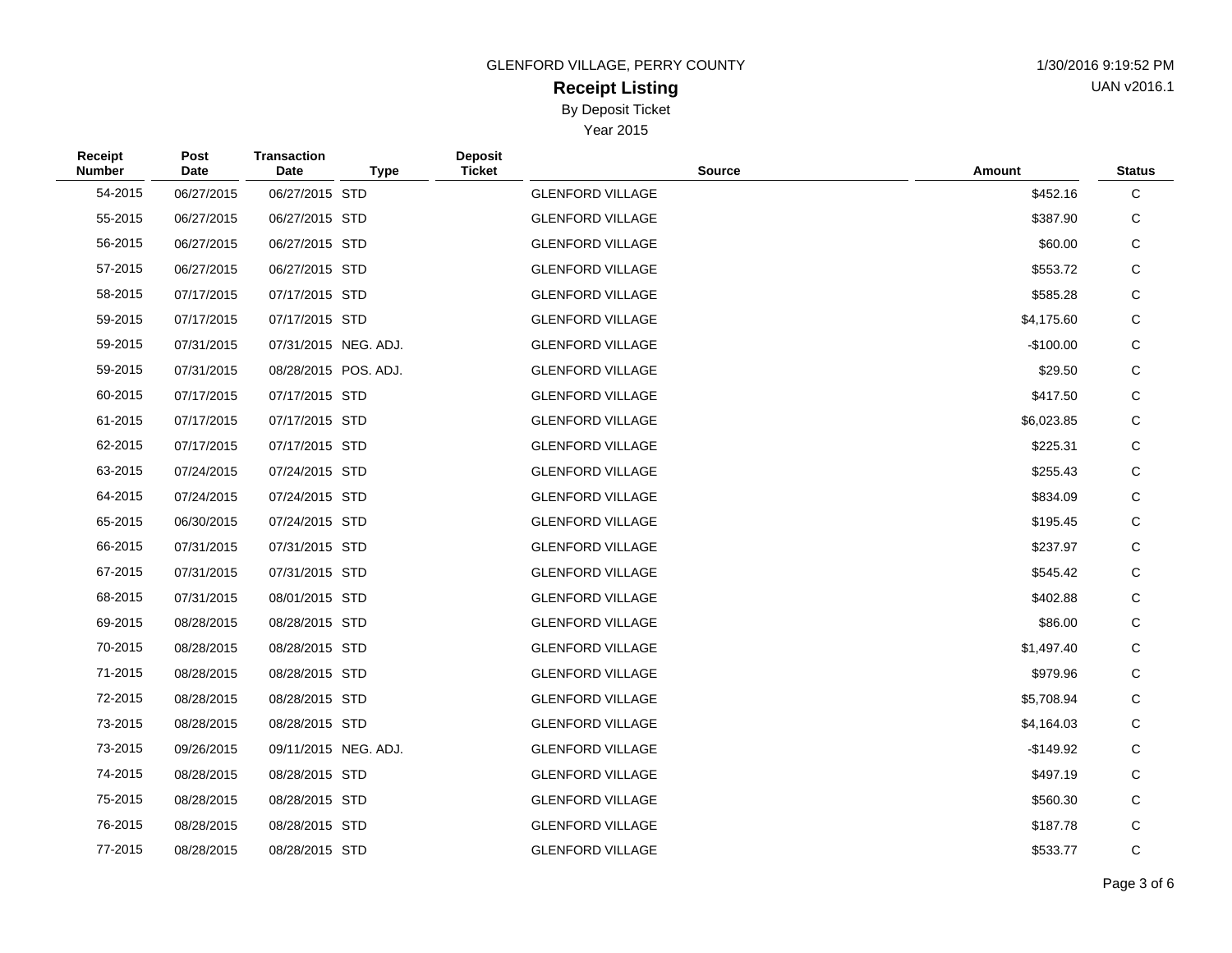GLENFORD VILLAGE, PERRY COUNTY

# Receipt Listing

By Deposit Ticket

Year 2015

1/30/2016 9:19:52 PM

UAN v2016.1

| Receipt Number | Post Date | Transaction Date | Type | Deposit Ticket | Source | Amount | Status |
|---|---|---|---|---|---|---|---|
| 54-2015 | 06/27/2015 | 06/27/2015 | STD | | GLENFORD VILLAGE | $452.16 | C |
| 55-2015 | 06/27/2015 | 06/27/2015 | STD | | GLENFORD VILLAGE | $387.90 | C |
| 56-2015 | 06/27/2015 | 06/27/2015 | STD | | GLENFORD VILLAGE | $60.00 | C |
| 57-2015 | 06/27/2015 | 06/27/2015 | STD | | GLENFORD VILLAGE | $553.72 | C |
| 58-2015 | 07/17/2015 | 07/17/2015 | STD | | GLENFORD VILLAGE | $585.28 | C |
| 59-2015 | 07/17/2015 | 07/17/2015 | STD | | GLENFORD VILLAGE | $4,175.60 | C |
| 59-2015 | 07/31/2015 | 07/31/2015 | NEG. ADJ. | | GLENFORD VILLAGE | -$100.00 | C |
| 59-2015 | 07/31/2015 | 08/28/2015 | POS. ADJ. | | GLENFORD VILLAGE | $29.50 | C |
| 60-2015 | 07/17/2015 | 07/17/2015 | STD | | GLENFORD VILLAGE | $417.50 | C |
| 61-2015 | 07/17/2015 | 07/17/2015 | STD | | GLENFORD VILLAGE | $6,023.85 | C |
| 62-2015 | 07/17/2015 | 07/17/2015 | STD | | GLENFORD VILLAGE | $225.31 | C |
| 63-2015 | 07/24/2015 | 07/24/2015 | STD | | GLENFORD VILLAGE | $255.43 | C |
| 64-2015 | 07/24/2015 | 07/24/2015 | STD | | GLENFORD VILLAGE | $834.09 | C |
| 65-2015 | 06/30/2015 | 07/24/2015 | STD | | GLENFORD VILLAGE | $195.45 | C |
| 66-2015 | 07/31/2015 | 07/31/2015 | STD | | GLENFORD VILLAGE | $237.97 | C |
| 67-2015 | 07/31/2015 | 07/31/2015 | STD | | GLENFORD VILLAGE | $545.42 | C |
| 68-2015 | 07/31/2015 | 08/01/2015 | STD | | GLENFORD VILLAGE | $402.88 | C |
| 69-2015 | 08/28/2015 | 08/28/2015 | STD | | GLENFORD VILLAGE | $86.00 | C |
| 70-2015 | 08/28/2015 | 08/28/2015 | STD | | GLENFORD VILLAGE | $1,497.40 | C |
| 71-2015 | 08/28/2015 | 08/28/2015 | STD | | GLENFORD VILLAGE | $979.96 | C |
| 72-2015 | 08/28/2015 | 08/28/2015 | STD | | GLENFORD VILLAGE | $5,708.94 | C |
| 73-2015 | 08/28/2015 | 08/28/2015 | STD | | GLENFORD VILLAGE | $4,164.03 | C |
| 73-2015 | 09/26/2015 | 09/11/2015 | NEG. ADJ. | | GLENFORD VILLAGE | -$149.92 | C |
| 74-2015 | 08/28/2015 | 08/28/2015 | STD | | GLENFORD VILLAGE | $497.19 | C |
| 75-2015 | 08/28/2015 | 08/28/2015 | STD | | GLENFORD VILLAGE | $560.30 | C |
| 76-2015 | 08/28/2015 | 08/28/2015 | STD | | GLENFORD VILLAGE | $187.78 | C |
| 77-2015 | 08/28/2015 | 08/28/2015 | STD | | GLENFORD VILLAGE | $533.77 | C |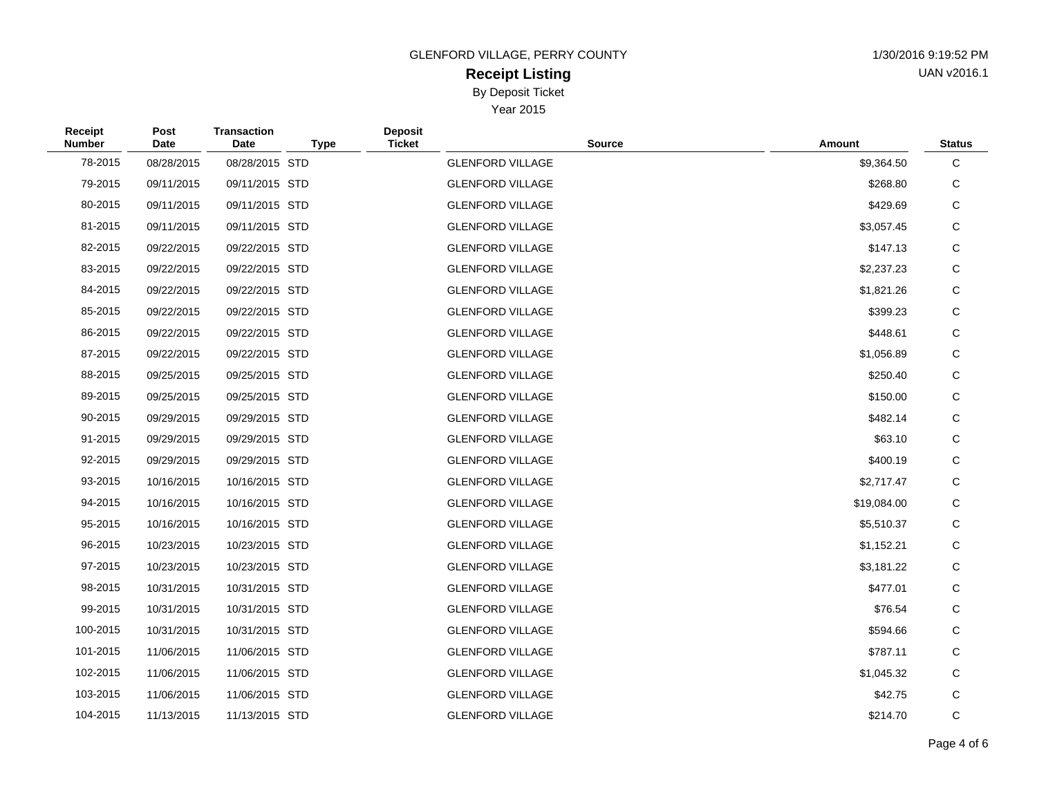GLENFORD VILLAGE, PERRY COUNTY

1/30/2016 9:19:52 PM

UAN v2016.1

# Receipt Listing

By Deposit Ticket

Year 2015

| Receipt Number | Post Date | Transaction Date | Type | Deposit Ticket | Source | Amount | Status |
|---|---|---|---|---|---|---|---|
| 78-2015 | 08/28/2015 | 08/28/2015 | STD | | GLENFORD VILLAGE | $9,364.50 | C |
| 79-2015 | 09/11/2015 | 09/11/2015 | STD | | GLENFORD VILLAGE | $268.80 | C |
| 80-2015 | 09/11/2015 | 09/11/2015 | STD | | GLENFORD VILLAGE | $429.69 | C |
| 81-2015 | 09/11/2015 | 09/11/2015 | STD | | GLENFORD VILLAGE | $3,057.45 | C |
| 82-2015 | 09/22/2015 | 09/22/2015 | STD | | GLENFORD VILLAGE | $147.13 | C |
| 83-2015 | 09/22/2015 | 09/22/2015 | STD | | GLENFORD VILLAGE | $2,237.23 | C |
| 84-2015 | 09/22/2015 | 09/22/2015 | STD | | GLENFORD VILLAGE | $1,821.26 | C |
| 85-2015 | 09/22/2015 | 09/22/2015 | STD | | GLENFORD VILLAGE | $399.23 | C |
| 86-2015 | 09/22/2015 | 09/22/2015 | STD | | GLENFORD VILLAGE | $448.61 | C |
| 87-2015 | 09/22/2015 | 09/22/2015 | STD | | GLENFORD VILLAGE | $1,056.89 | C |
| 88-2015 | 09/25/2015 | 09/25/2015 | STD | | GLENFORD VILLAGE | $250.40 | C |
| 89-2015 | 09/25/2015 | 09/25/2015 | STD | | GLENFORD VILLAGE | $150.00 | C |
| 90-2015 | 09/29/2015 | 09/29/2015 | STD | | GLENFORD VILLAGE | $482.14 | C |
| 91-2015 | 09/29/2015 | 09/29/2015 | STD | | GLENFORD VILLAGE | $63.10 | C |
| 92-2015 | 09/29/2015 | 09/29/2015 | STD | | GLENFORD VILLAGE | $400.19 | C |
| 93-2015 | 10/16/2015 | 10/16/2015 | STD | | GLENFORD VILLAGE | $2,717.47 | C |
| 94-2015 | 10/16/2015 | 10/16/2015 | STD | | GLENFORD VILLAGE | $19,084.00 | C |
| 95-2015 | 10/16/2015 | 10/16/2015 | STD | | GLENFORD VILLAGE | $5,510.37 | C |
| 96-2015 | 10/23/2015 | 10/23/2015 | STD | | GLENFORD VILLAGE | $1,152.21 | C |
| 97-2015 | 10/23/2015 | 10/23/2015 | STD | | GLENFORD VILLAGE | $3,181.22 | C |
| 98-2015 | 10/31/2015 | 10/31/2015 | STD | | GLENFORD VILLAGE | $477.01 | C |
| 99-2015 | 10/31/2015 | 10/31/2015 | STD | | GLENFORD VILLAGE | $76.54 | C |
| 100-2015 | 10/31/2015 | 10/31/2015 | STD | | GLENFORD VILLAGE | $594.66 | C |
| 101-2015 | 11/06/2015 | 11/06/2015 | STD | | GLENFORD VILLAGE | $787.11 | C |
| 102-2015 | 11/06/2015 | 11/06/2015 | STD | | GLENFORD VILLAGE | $1,045.32 | C |
| 103-2015 | 11/06/2015 | 11/06/2015 | STD | | GLENFORD VILLAGE | $42.75 | C |
| 104-2015 | 11/13/2015 | 11/13/2015 | STD | | GLENFORD VILLAGE | $214.70 | C |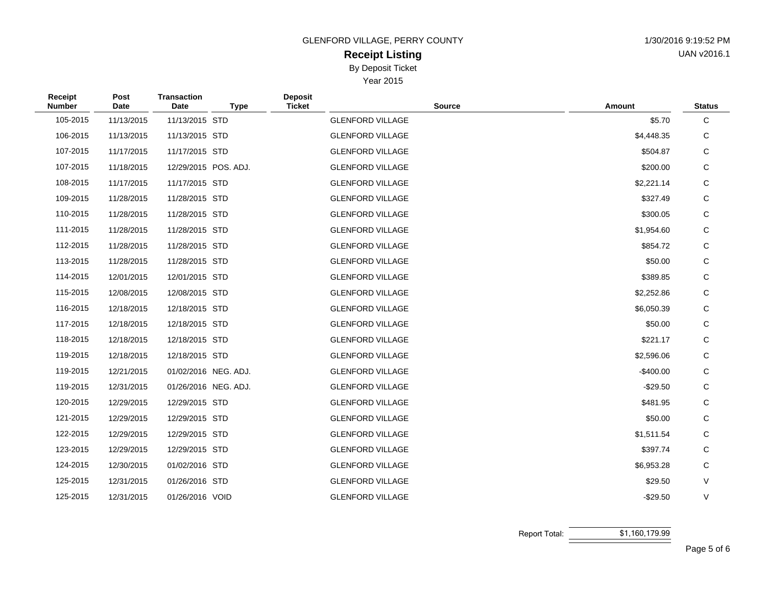GLENFORD VILLAGE, PERRY COUNTY

1/30/2016 9:19:52 PM

UAN v2016.1

# Receipt Listing

By Deposit Ticket

Year 2015

| Receipt Number | Post Date | Transaction Date | Type | Deposit Ticket | Source | Amount | Status |
|---|---|---|---|---|---|---|---|
| 105-2015 | 11/13/2015 | 11/13/2015 | STD | | GLENFORD VILLAGE | $5.70 | C |
| 106-2015 | 11/13/2015 | 11/13/2015 | STD | | GLENFORD VILLAGE | $4,448.35 | C |
| 107-2015 | 11/17/2015 | 11/17/2015 | STD | | GLENFORD VILLAGE | $504.87 | C |
| 107-2015 | 11/18/2015 | 12/29/2015 | POS. ADJ. | | GLENFORD VILLAGE | $200.00 | C |
| 108-2015 | 11/17/2015 | 11/17/2015 | STD | | GLENFORD VILLAGE | $2,221.14 | C |
| 109-2015 | 11/28/2015 | 11/28/2015 | STD | | GLENFORD VILLAGE | $327.49 | C |
| 110-2015 | 11/28/2015 | 11/28/2015 | STD | | GLENFORD VILLAGE | $300.05 | C |
| 111-2015 | 11/28/2015 | 11/28/2015 | STD | | GLENFORD VILLAGE | $1,954.60 | C |
| 112-2015 | 11/28/2015 | 11/28/2015 | STD | | GLENFORD VILLAGE | $854.72 | C |
| 113-2015 | 11/28/2015 | 11/28/2015 | STD | | GLENFORD VILLAGE | $50.00 | C |
| 114-2015 | 12/01/2015 | 12/01/2015 | STD | | GLENFORD VILLAGE | $389.85 | C |
| 115-2015 | 12/08/2015 | 12/08/2015 | STD | | GLENFORD VILLAGE | $2,252.86 | C |
| 116-2015 | 12/18/2015 | 12/18/2015 | STD | | GLENFORD VILLAGE | $6,050.39 | C |
| 117-2015 | 12/18/2015 | 12/18/2015 | STD | | GLENFORD VILLAGE | $50.00 | C |
| 118-2015 | 12/18/2015 | 12/18/2015 | STD | | GLENFORD VILLAGE | $221.17 | C |
| 119-2015 | 12/18/2015 | 12/18/2015 | STD | | GLENFORD VILLAGE | $2,596.06 | C |
| 119-2015 | 12/21/2015 | 01/02/2016 | NEG. ADJ. | | GLENFORD VILLAGE | -$400.00 | C |
| 119-2015 | 12/31/2015 | 01/26/2016 | NEG. ADJ. | | GLENFORD VILLAGE | -$29.50 | C |
| 120-2015 | 12/29/2015 | 12/29/2015 | STD | | GLENFORD VILLAGE | $481.95 | C |
| 121-2015 | 12/29/2015 | 12/29/2015 | STD | | GLENFORD VILLAGE | $50.00 | C |
| 122-2015 | 12/29/2015 | 12/29/2015 | STD | | GLENFORD VILLAGE | $1,511.54 | C |
| 123-2015 | 12/29/2015 | 12/29/2015 | STD | | GLENFORD VILLAGE | $397.74 | C |
| 124-2015 | 12/30/2015 | 01/02/2016 | STD | | GLENFORD VILLAGE | $6,953.28 | C |
| 125-2015 | 12/31/2015 | 01/26/2016 | STD | | GLENFORD VILLAGE | $29.50 | V |
| 125-2015 | 12/31/2015 | 01/26/2016 | VOID | | GLENFORD VILLAGE | -$29.50 | V |

Report Total: $1,160,179.99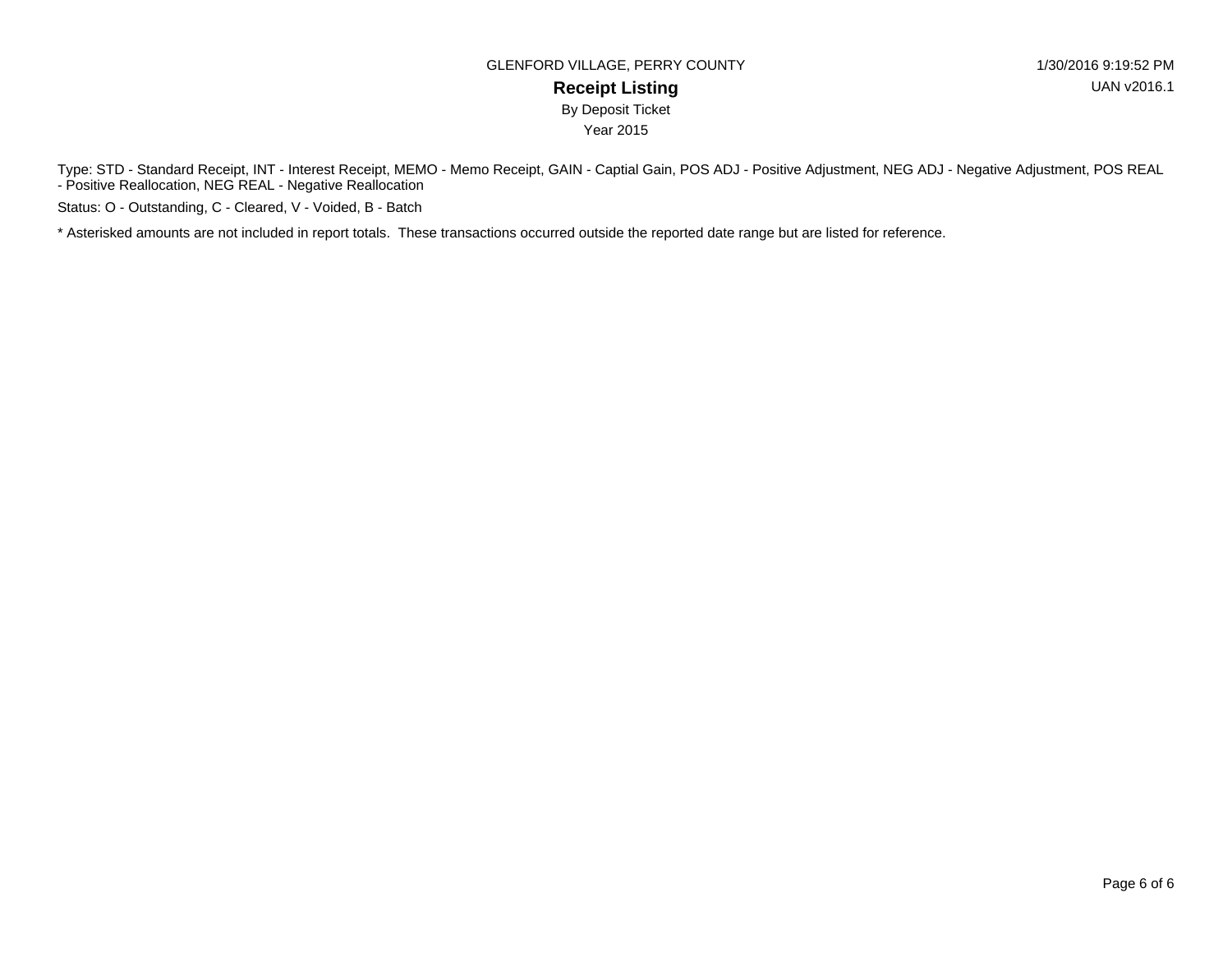GLENFORD VILLAGE, PERRY COUNTY

# Receipt Listing

By Deposit Ticket

Year 2015

Type: STD - Standard Receipt, INT - Interest Receipt, MEMO - Memo Receipt, GAIN - Captial Gain, POS ADJ - Positive Adjustment, NEG ADJ - Negative Adjustment, POS REAL - Positive Reallocation, NEG REAL - Negative Reallocation

Status: O - Outstanding, C - Cleared, V - Voided, B - Batch

* Asterisked amounts are not included in report totals. These transactions occurred outside the reported date range but are listed for reference.